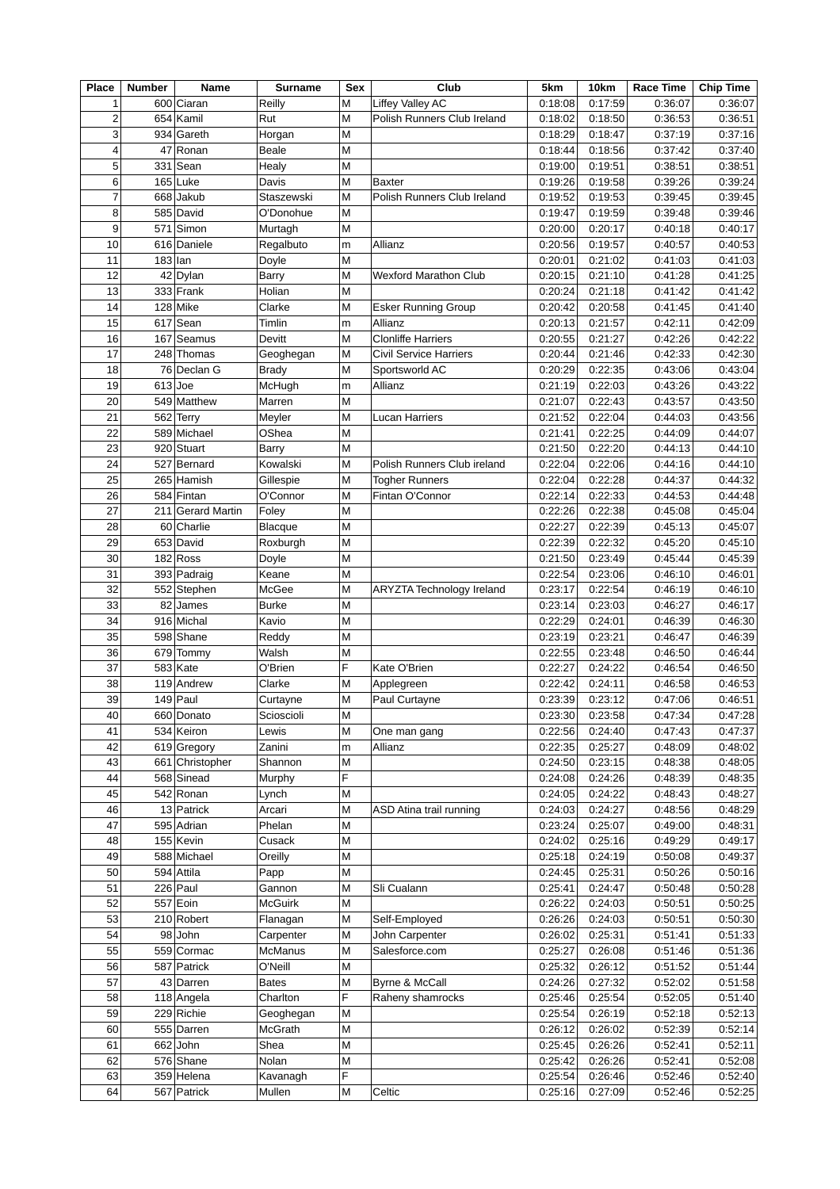| Place | Number | Name | Surname | Sex | Club | 5km | 10km | Race Time | Chip Time |
|---|---|---|---|---|---|---|---|---|---|
| 1 | 600 | Ciaran | Reilly | M | Liffey Valley AC | 0:18:08 | 0:17:59 | 0:36:07 | 0:36:07 |
| 2 | 654 | Kamil | Rut | M | Polish Runners Club Ireland | 0:18:02 | 0:18:50 | 0:36:53 | 0:36:51 |
| 3 | 934 | Gareth | Horgan | M | | 0:18:29 | 0:18:47 | 0:37:19 | 0:37:16 |
| 4 | 47 | Ronan | Beale | M | | 0:18:44 | 0:18:56 | 0:37:42 | 0:37:40 |
| 5 | 331 | Sean | Healy | M | | 0:19:00 | 0:19:51 | 0:38:51 | 0:38:51 |
| 6 | 165 | Luke | Davis | M | Baxter | 0:19:26 | 0:19:58 | 0:39:26 | 0:39:24 |
| 7 | 668 | Jakub | Staszewski | M | Polish Runners Club Ireland | 0:19:52 | 0:19:53 | 0:39:45 | 0:39:45 |
| 8 | 585 | David | O'Donohue | M | | 0:19:47 | 0:19:59 | 0:39:48 | 0:39:46 |
| 9 | 571 | Simon | Murtagh | M | | 0:20:00 | 0:20:17 | 0:40:18 | 0:40:17 |
| 10 | 616 | Daniele | Regalbuto | m | Allianz | 0:20:56 | 0:19:57 | 0:40:57 | 0:40:53 |
| 11 | 183 | Ian | Doyle | M | | 0:20:01 | 0:21:02 | 0:41:03 | 0:41:03 |
| 12 | 42 | Dylan | Barry | M | Wexford Marathon Club | 0:20:15 | 0:21:10 | 0:41:28 | 0:41:25 |
| 13 | 333 | Frank | Holian | M | | 0:20:24 | 0:21:18 | 0:41:42 | 0:41:42 |
| 14 | 128 | Mike | Clarke | M | Esker Running Group | 0:20:42 | 0:20:58 | 0:41:45 | 0:41:40 |
| 15 | 617 | Sean | Timlin | m | Allianz | 0:20:13 | 0:21:57 | 0:42:11 | 0:42:09 |
| 16 | 167 | Seamus | Devitt | M | Clonliffe Harriers | 0:20:55 | 0:21:27 | 0:42:26 | 0:42:22 |
| 17 | 248 | Thomas | Geoghegan | M | Civil Service Harriers | 0:20:44 | 0:21:46 | 0:42:33 | 0:42:30 |
| 18 | 76 | Declan G | Brady | M | Sportsworld AC | 0:20:29 | 0:22:35 | 0:43:06 | 0:43:04 |
| 19 | 613 | Joe | McHugh | m | Allianz | 0:21:19 | 0:22:03 | 0:43:26 | 0:43:22 |
| 20 | 549 | Matthew | Marren | M | | 0:21:07 | 0:22:43 | 0:43:57 | 0:43:50 |
| 21 | 562 | Terry | Meyler | M | Lucan Harriers | 0:21:52 | 0:22:04 | 0:44:03 | 0:43:56 |
| 22 | 589 | Michael | OShea | M | | 0:21:41 | 0:22:25 | 0:44:09 | 0:44:07 |
| 23 | 920 | Stuart | Barry | M | | 0:21:50 | 0:22:20 | 0:44:13 | 0:44:10 |
| 24 | 527 | Bernard | Kowalski | M | Polish Runners Club ireland | 0:22:04 | 0:22:06 | 0:44:16 | 0:44:10 |
| 25 | 265 | Hamish | Gillespie | M | Togher Runners | 0:22:04 | 0:22:28 | 0:44:37 | 0:44:32 |
| 26 | 584 | Fintan | O'Connor | M | Fintan O'Connor | 0:22:14 | 0:22:33 | 0:44:53 | 0:44:48 |
| 27 | 211 | Gerard Martin | Foley | M | | 0:22:26 | 0:22:38 | 0:45:08 | 0:45:04 |
| 28 | 60 | Charlie | Blacque | M | | 0:22:27 | 0:22:39 | 0:45:13 | 0:45:07 |
| 29 | 653 | David | Roxburgh | M | | 0:22:39 | 0:22:32 | 0:45:20 | 0:45:10 |
| 30 | 182 | Ross | Doyle | M | | 0:21:50 | 0:23:49 | 0:45:44 | 0:45:39 |
| 31 | 393 | Padraig | Keane | M | | 0:22:54 | 0:23:06 | 0:46:10 | 0:46:01 |
| 32 | 552 | Stephen | McGee | M | ARYZTA Technology Ireland | 0:23:17 | 0:22:54 | 0:46:19 | 0:46:10 |
| 33 | 82 | James | Burke | M | | 0:23:14 | 0:23:03 | 0:46:27 | 0:46:17 |
| 34 | 916 | Michal | Kavio | M | | 0:22:29 | 0:24:01 | 0:46:39 | 0:46:30 |
| 35 | 598 | Shane | Reddy | M | | 0:23:19 | 0:23:21 | 0:46:47 | 0:46:39 |
| 36 | 679 | Tommy | Walsh | M | | 0:22:55 | 0:23:48 | 0:46:50 | 0:46:44 |
| 37 | 583 | Kate | O'Brien | F | Kate O'Brien | 0:22:27 | 0:24:22 | 0:46:54 | 0:46:50 |
| 38 | 119 | Andrew | Clarke | M | Applegreen | 0:22:42 | 0:24:11 | 0:46:58 | 0:46:53 |
| 39 | 149 | Paul | Curtayne | M | Paul Curtayne | 0:23:39 | 0:23:12 | 0:47:06 | 0:46:51 |
| 40 | 660 | Donato | Sciioscioli | M | | 0:23:30 | 0:23:58 | 0:47:34 | 0:47:28 |
| 41 | 534 | Keiron | Lewis | M | One man gang | 0:22:56 | 0:24:40 | 0:47:43 | 0:47:37 |
| 42 | 619 | Gregory | Zanini | m | Allianz | 0:22:35 | 0:25:27 | 0:48:09 | 0:48:02 |
| 43 | 661 | Christopher | Shannon | M | | 0:24:50 | 0:23:15 | 0:48:38 | 0:48:05 |
| 44 | 568 | Sinead | Murphy | F | | 0:24:08 | 0:24:26 | 0:48:39 | 0:48:35 |
| 45 | 542 | Ronan | Lynch | M | | 0:24:05 | 0:24:22 | 0:48:43 | 0:48:27 |
| 46 | 13 | Patrick | Arcari | M | ASD Atina trail running | 0:24:03 | 0:24:27 | 0:48:56 | 0:48:29 |
| 47 | 595 | Adrian | Phelan | M | | 0:23:24 | 0:25:07 | 0:49:00 | 0:48:31 |
| 48 | 155 | Kevin | Cusack | M | | 0:24:02 | 0:25:16 | 0:49:29 | 0:49:17 |
| 49 | 588 | Michael | Oreilly | M | | 0:25:18 | 0:24:19 | 0:50:08 | 0:49:37 |
| 50 | 594 | Attila | Papp | M | | 0:24:45 | 0:25:31 | 0:50:26 | 0:50:16 |
| 51 | 226 | Paul | Gannon | M | Sli Cualann | 0:25:41 | 0:24:47 | 0:50:48 | 0:50:28 |
| 52 | 557 | Eoin | McGuirk | M | | 0:26:22 | 0:24:03 | 0:50:51 | 0:50:25 |
| 53 | 210 | Robert | Flanagan | M | Self-Employed | 0:26:26 | 0:24:03 | 0:50:51 | 0:50:30 |
| 54 | 98 | John | Carpenter | M | John Carpenter | 0:26:02 | 0:25:31 | 0:51:41 | 0:51:33 |
| 55 | 559 | Cormac | McManus | M | Salesforce.com | 0:25:27 | 0:26:08 | 0:51:46 | 0:51:36 |
| 56 | 587 | Patrick | O'Neill | M | | 0:25:32 | 0:26:12 | 0:51:52 | 0:51:44 |
| 57 | 43 | Darren | Bates | M | Byrne & McCall | 0:24:26 | 0:27:32 | 0:52:02 | 0:51:58 |
| 58 | 118 | Angela | Charlton | F | Raheny shamrocks | 0:25:46 | 0:25:54 | 0:52:05 | 0:51:40 |
| 59 | 229 | Richie | Geoghegan | M | | 0:25:54 | 0:26:19 | 0:52:18 | 0:52:13 |
| 60 | 555 | Darren | McGrath | M | | 0:26:12 | 0:26:02 | 0:52:39 | 0:52:14 |
| 61 | 662 | John | Shea | M | | 0:25:45 | 0:26:26 | 0:52:41 | 0:52:11 |
| 62 | 576 | Shane | Nolan | M | | 0:25:42 | 0:26:26 | 0:52:41 | 0:52:08 |
| 63 | 359 | Helena | Kavanagh | F | | 0:25:54 | 0:26:46 | 0:52:46 | 0:52:40 |
| 64 | 567 | Patrick | Mullen | M | Celtic | 0:25:16 | 0:27:09 | 0:52:46 | 0:52:25 |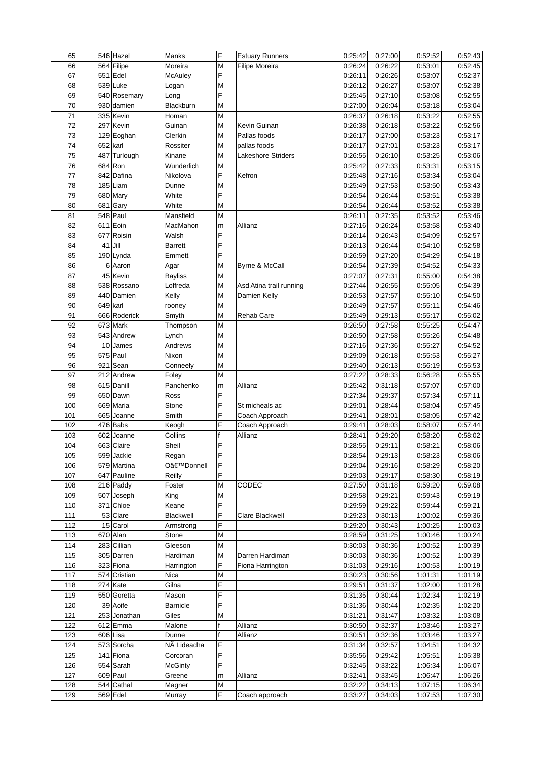| | | | | | | | | | |
|---|---|---|---|---|---|---|---|---|---|
| 65 | 546 | Hazel | Manks | F | Estuary Runners | 0:25:42 | 0:27:00 | 0:52:52 | 0:52:43 |
| 66 | 564 | Filipe | Moreira | M | Filipe Moreira | 0:26:24 | 0:26:22 | 0:53:01 | 0:52:45 |
| 67 | 551 | Edel | McAuley | F | | 0:26:11 | 0:26:26 | 0:53:07 | 0:52:37 |
| 68 | 539 | Luke | Logan | M | | 0:26:12 | 0:26:27 | 0:53:07 | 0:52:38 |
| 69 | 540 | Rosemary | Long | F | | 0:25:45 | 0:27:10 | 0:53:08 | 0:52:55 |
| 70 | 930 | damien | Blackburn | M | | 0:27:00 | 0:26:04 | 0:53:18 | 0:53:04 |
| 71 | 335 | Kevin | Homan | M | | 0:26:37 | 0:26:18 | 0:53:22 | 0:52:55 |
| 72 | 297 | Kevin | Guinan | M | Kevin Guinan | 0:26:38 | 0:26:18 | 0:53:22 | 0:52:56 |
| 73 | 129 | Eoghan | Clerkin | M | Pallas foods | 0:26:17 | 0:27:00 | 0:53:23 | 0:53:17 |
| 74 | 652 | karl | Rossiter | M | pallas foods | 0:26:17 | 0:27:01 | 0:53:23 | 0:53:17 |
| 75 | 487 | Turlough | Kinane | M | Lakeshore Striders | 0:26:55 | 0:26:10 | 0:53:25 | 0:53:06 |
| 76 | 684 | Ron | Wunderlich | M | | 0:25:42 | 0:27:33 | 0:53:31 | 0:53:15 |
| 77 | 842 | Dafina | Nikolova | F | Kefron | 0:25:48 | 0:27:16 | 0:53:34 | 0:53:04 |
| 78 | 185 | Liam | Dunne | M | | 0:25:49 | 0:27:53 | 0:53:50 | 0:53:43 |
| 79 | 680 | Mary | White | F | | 0:26:54 | 0:26:44 | 0:53:51 | 0:53:38 |
| 80 | 681 | Gary | White | M | | 0:26:54 | 0:26:44 | 0:53:52 | 0:53:38 |
| 81 | 548 | Paul | Mansfield | M | | 0:26:11 | 0:27:35 | 0:53:52 | 0:53:46 |
| 82 | 611 | Eoin | MacMahon | m | Allianz | 0:27:16 | 0:26:24 | 0:53:58 | 0:53:40 |
| 83 | 677 | Roisin | Walsh | F | | 0:26:14 | 0:26:43 | 0:54:09 | 0:52:57 |
| 84 | 41 | Jill | Barrett | F | | 0:26:13 | 0:26:44 | 0:54:10 | 0:52:58 |
| 85 | 190 | Lynda | Emmett | F | | 0:26:59 | 0:27:20 | 0:54:29 | 0:54:18 |
| 86 | 6 | Aaron | Agar | M | Byrne & McCall | 0:26:54 | 0:27:39 | 0:54:52 | 0:54:33 |
| 87 | 45 | Kevin | Bayliss | M | | 0:27:07 | 0:27:31 | 0:55:00 | 0:54:38 |
| 88 | 538 | Rossano | Loffreda | M | Asd Atina trail running | 0:27:44 | 0:26:55 | 0:55:05 | 0:54:39 |
| 89 | 440 | Damien | Kelly | M | Damien Kelly | 0:26:53 | 0:27:57 | 0:55:10 | 0:54:50 |
| 90 | 649 | karl | rooney | M | | 0:26:49 | 0:27:57 | 0:55:11 | 0:54:46 |
| 91 | 666 | Roderick | Smyth | M | Rehab Care | 0:25:49 | 0:29:13 | 0:55:17 | 0:55:02 |
| 92 | 673 | Mark | Thompson | M | | 0:26:50 | 0:27:58 | 0:55:25 | 0:54:47 |
| 93 | 543 | Andrew | Lynch | M | | 0:26:50 | 0:27:58 | 0:55:26 | 0:54:48 |
| 94 | 10 | James | Andrews | M | | 0:27:16 | 0:27:36 | 0:55:27 | 0:54:52 |
| 95 | 575 | Paul | Nixon | M | | 0:29:09 | 0:26:18 | 0:55:53 | 0:55:27 |
| 96 | 921 | Sean | Conneely | M | | 0:29:40 | 0:26:13 | 0:56:19 | 0:55:53 |
| 97 | 212 | Andrew | Foley | M | | 0:27:22 | 0:28:33 | 0:56:28 | 0:55:55 |
| 98 | 615 | Danill | Panchenko | m | Allianz | 0:25:42 | 0:31:18 | 0:57:07 | 0:57:00 |
| 99 | 650 | Dawn | Ross | F | | 0:27:34 | 0:29:37 | 0:57:34 | 0:57:11 |
| 100 | 669 | Maria | Stone | F | St micheals ac | 0:29:01 | 0:28:44 | 0:58:04 | 0:57:45 |
| 101 | 665 | Joanne | Smith | F | Coach Approach | 0:29:41 | 0:28:01 | 0:58:05 | 0:57:42 |
| 102 | 476 | Babs | Keogh | F | Coach Approach | 0:29:41 | 0:28:03 | 0:58:07 | 0:57:44 |
| 103 | 602 | Joanne | Collins | f | Allianz | 0:28:41 | 0:29:20 | 0:58:20 | 0:58:02 |
| 104 | 663 | Claire | Sheil | F | | 0:28:55 | 0:29:11 | 0:58:21 | 0:58:06 |
| 105 | 599 | Jackie | Regan | F | | 0:28:54 | 0:29:13 | 0:58:23 | 0:58:06 |
| 106 | 579 | Martina | Oâ€™Donnell | F | | 0:29:04 | 0:29:16 | 0:58:29 | 0:58:20 |
| 107 | 647 | Pauline | Reilly | F | | 0:29:03 | 0:29:17 | 0:58:30 | 0:58:19 |
| 108 | 216 | Paddy | Foster | M | CODEC | 0:27:50 | 0:31:18 | 0:59:20 | 0:59:08 |
| 109 | 507 | Joseph | King | M | | 0:29:58 | 0:29:21 | 0:59:43 | 0:59:19 |
| 110 | 371 | Chloe | Keane | F | | 0:29:59 | 0:29:22 | 0:59:44 | 0:59:21 |
| 111 | 53 | Clare | Blackwell | F | Clare Blackwell | 0:29:23 | 0:30:13 | 1:00:02 | 0:59:36 |
| 112 | 15 | Carol | Armstrong | F | | 0:29:20 | 0:30:43 | 1:00:25 | 1:00:03 |
| 113 | 670 | Alan | Stone | M | | 0:28:59 | 0:31:25 | 1:00:46 | 1:00:24 |
| 114 | 283 | Cillian | Gleeson | M | | 0:30:03 | 0:30:36 | 1:00:52 | 1:00:39 |
| 115 | 305 | Darren | Hardiman | M | Darren Hardiman | 0:30:03 | 0:30:36 | 1:00:52 | 1:00:39 |
| 116 | 323 | Fiona | Harrington | F | Fiona Harrington | 0:31:03 | 0:29:16 | 1:00:53 | 1:00:19 |
| 117 | 574 | Cristian | Nica | M | | 0:30:23 | 0:30:56 | 1:01:31 | 1:01:19 |
| 118 | 274 | Kate | Gilna | F | | 0:29:51 | 0:31:37 | 1:02:00 | 1:01:28 |
| 119 | 550 | Goretta | Mason | F | | 0:31:35 | 0:30:44 | 1:02:34 | 1:02:19 |
| 120 | 39 | Aoife | Barnicle | F | | 0:31:36 | 0:30:44 | 1:02:35 | 1:02:20 |
| 121 | 253 | Jonathan | Giles | M | | 0:31:21 | 0:31:47 | 1:03:32 | 1:03:08 |
| 122 | 612 | Emma | Malone | f | Allianz | 0:30:50 | 0:32:37 | 1:03:46 | 1:03:27 |
| 123 | 606 | Lisa | Dunne | f | Allianz | 0:30:51 | 0:32:36 | 1:03:46 | 1:03:27 |
| 124 | 573 | Sorcha | NÃ Lideadha | F | | 0:31:34 | 0:32:57 | 1:04:51 | 1:04:32 |
| 125 | 141 | Fiona | Corcoran | F | | 0:35:56 | 0:29:42 | 1:05:51 | 1:05:38 |
| 126 | 554 | Sarah | McGinty | F | | 0:32:45 | 0:33:22 | 1:06:34 | 1:06:07 |
| 127 | 609 | Paul | Greene | m | Allianz | 0:32:41 | 0:33:45 | 1:06:47 | 1:06:26 |
| 128 | 544 | Cathal | Magner | M | | 0:32:22 | 0:34:13 | 1:07:15 | 1:06:34 |
| 129 | 569 | Edel | Murray | F | Coach approach | 0:33:27 | 0:34:03 | 1:07:53 | 1:07:30 |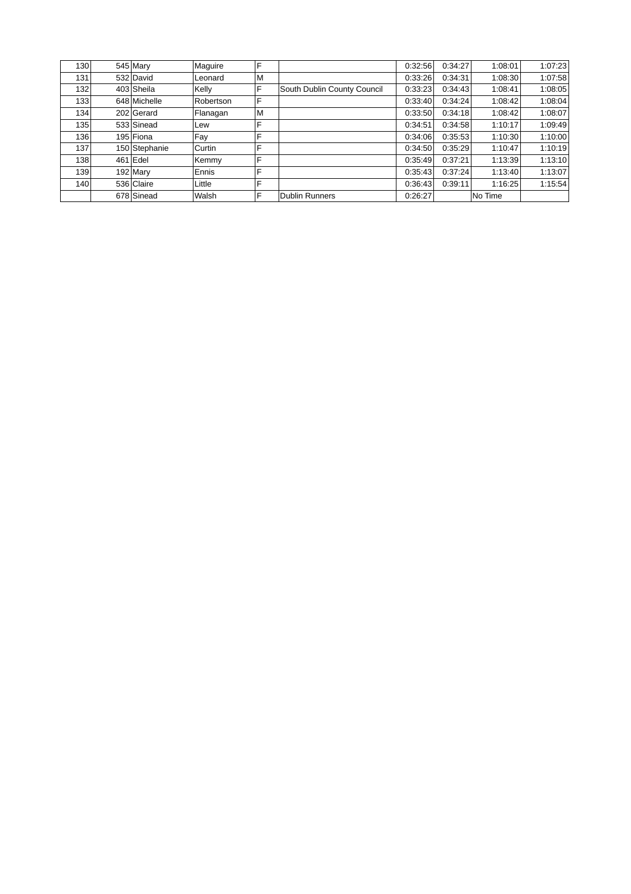| | | | | | | | | | |
|---|---|---|---|---|---|---|---|---|---|
| 130 | 545 | Mary | Maguire | F | | 0:32:56 | 0:34:27 | 1:08:01 | 1:07:23 |
| 131 | 532 | David | Leonard | M | | 0:33:26 | 0:34:31 | 1:08:30 | 1:07:58 |
| 132 | 403 | Sheila | Kelly | F | South Dublin County Council | 0:33:23 | 0:34:43 | 1:08:41 | 1:08:05 |
| 133 | 648 | Michelle | Robertson | F | | 0:33:40 | 0:34:24 | 1:08:42 | 1:08:04 |
| 134 | 202 | Gerard | Flanagan | M | | 0:33:50 | 0:34:18 | 1:08:42 | 1:08:07 |
| 135 | 533 | Sinead | Lew | F | | 0:34:51 | 0:34:58 | 1:10:17 | 1:09:49 |
| 136 | 195 | Fiona | Fay | F | | 0:34:06 | 0:35:53 | 1:10:30 | 1:10:00 |
| 137 | 150 | Stephanie | Curtin | F | | 0:34:50 | 0:35:29 | 1:10:47 | 1:10:19 |
| 138 | 461 | Edel | Kemmy | F | | 0:35:49 | 0:37:21 | 1:13:39 | 1:13:10 |
| 139 | 192 | Mary | Ennis | F | | 0:35:43 | 0:37:24 | 1:13:40 | 1:13:07 |
| 140 | 536 | Claire | Little | F | | 0:36:43 | 0:39:11 | 1:16:25 | 1:15:54 |
| | 678 | Sinead | Walsh | F | Dublin Runners | 0:26:27 | | No Time | |